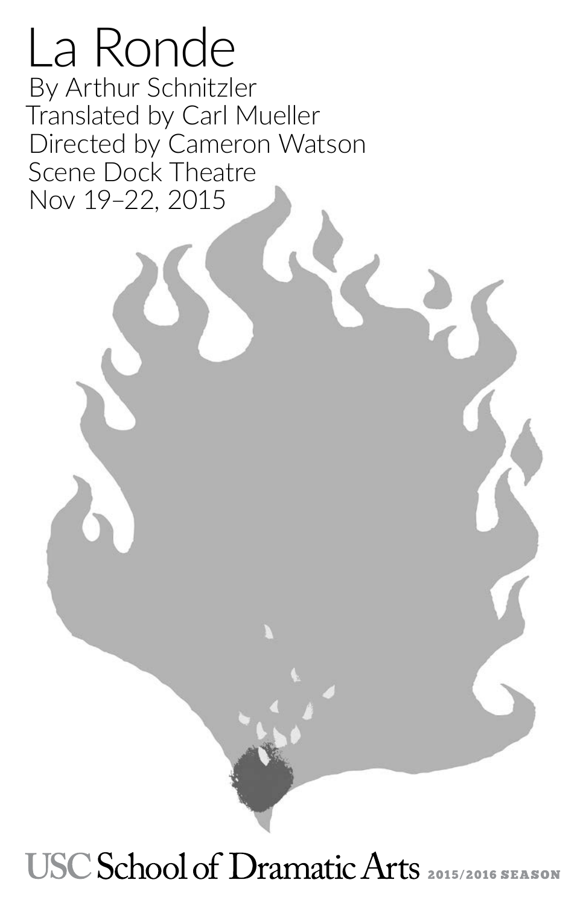# La Ronde

By Arthur Schnitzler
Translated by Carl Mueller
Directed by Cameron Watson
Scene Dock Theatre
Nov 19–22, 2015

USC School of Dramatic Arts 2015/2016 SEASON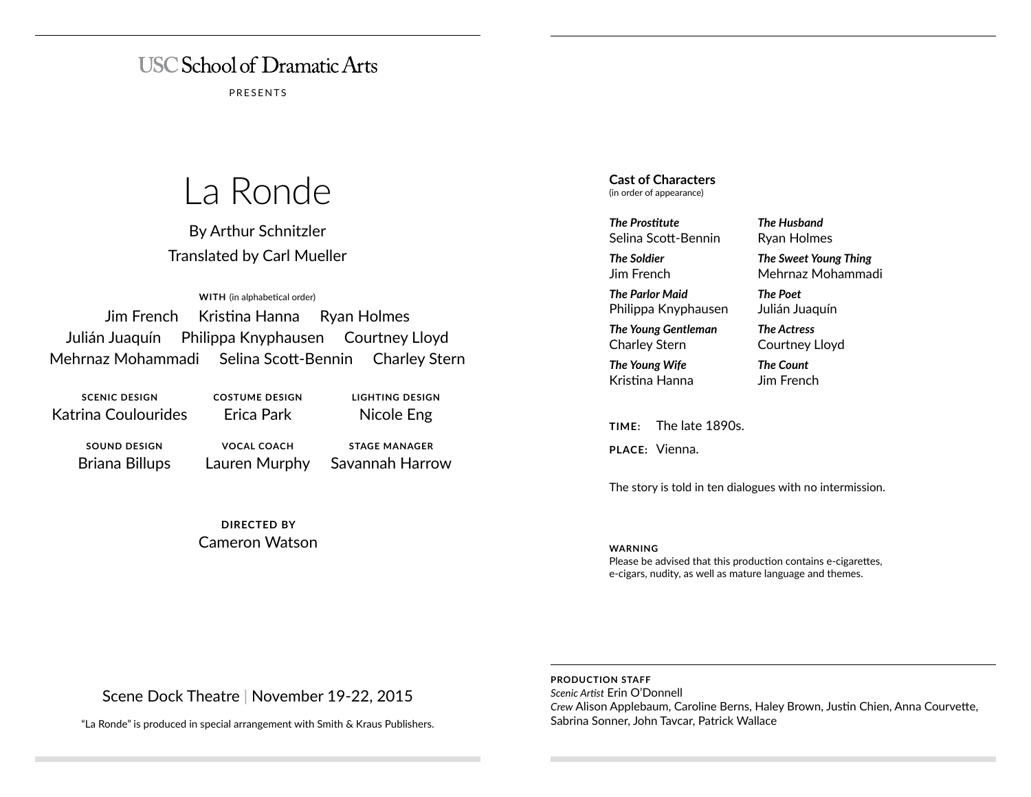USC School of Dramatic Arts

PRESENTS

# La Ronde

By Arthur Schnitzler

Translated by Carl Mueller

**WITH** (in alphabetical order)

Jim French Kristina Hanna Ryan Holmes
Julián Juaquín Philippa Knyphausen Courtney Lloyd
Mehrnaz Mohammadi Selina Scott-Bennin Charley Stern

**SCENIC DESIGN**
Katrina Coulourides

**COSTUME DESIGN**
Erica Park

**LIGHTING DESIGN**
Nicole Eng

**SOUND DESIGN**
Briana Billups

**VOCAL COACH**
Lauren Murphy

**STAGE MANAGER**
Savannah Harrow

**DIRECTED BY**
Cameron Watson

Scene Dock Theatre | November 19-22, 2015

"La Ronde" is produced in special arrangement with Smith & Kraus Publishers.

## Cast of Characters

(in order of appearance)

***The Prostitute***
Selina Scott-Bennin

***The Soldier***
Jim French

***The Parlor Maid***
Philippa Knyphausen

***The Young Gentleman***
Charley Stern

***The Young Wife***
Kristina Hanna

***The Husband***
Ryan Holmes

***The Sweet Young Thing***
Mehrnaz Mohammadi

***The Poet***
Julián Juaquín

***The Actress***
Courtney Lloyd

***The Count***
Jim French

**TIME:** The late 1890s.

**PLACE:** Vienna.

The story is told in ten dialogues with no intermission.

**WARNING**
Please be advised that this production contains e-cigarettes, e-cigars, nudity, as well as mature language and themes.

**PRODUCTION STAFF**
*Scenic Artist* Erin O'Donnell
*Crew* Alison Applebaum, Caroline Berns, Haley Brown, Justin Chien, Anna Courvette, Sabrina Sonner, John Tavcar, Patrick Wallace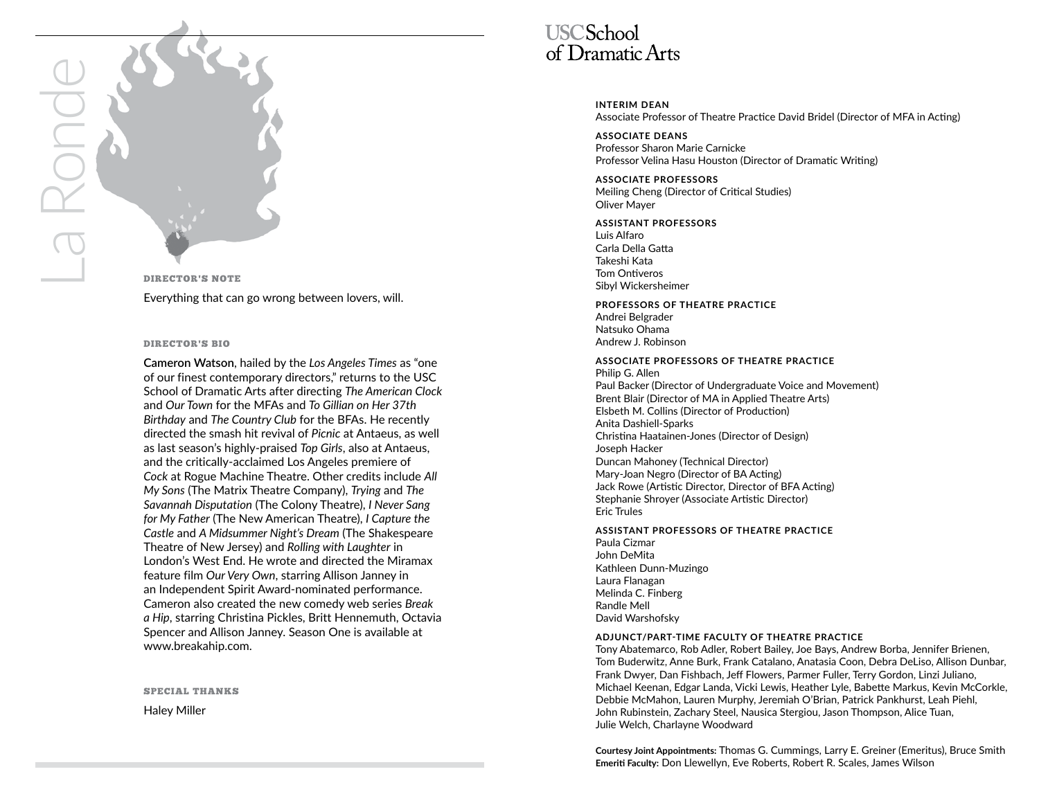La Ronde

### DIRECTOR'S NOTE

Everything that can go wrong between lovers, will.

### DIRECTOR'S BIO

**Cameron Watson**, hailed by the *Los Angeles Times* as "one of our finest contemporary directors," returns to the USC School of Dramatic Arts after directing *The American Clock* and *Our Town* for the MFAs and *To Gillian on Her 37th Birthday* and *The Country Club* for the BFAs. He recently directed the smash hit revival of *Picnic* at Antaeus, as well as last season's highly-praised *Top Girls*, also at Antaeus, and the critically-acclaimed Los Angeles premiere of *Cock* at Rogue Machine Theatre. Other credits include *All My Sons* (The Matrix Theatre Company), *Trying* and *The Savannah Disputation* (The Colony Theatre), *I Never Sang for My Father* (The New American Theatre), *I Capture the Castle* and *A Midsummer Night's Dream* (The Shakespeare Theatre of New Jersey) and *Rolling with Laughter* in London's West End. He wrote and directed the Miramax feature film *Our Very Own*, starring Allison Janney in an Independent Spirit Award-nominated performance. Cameron also created the new comedy web series *Break a Hip*, starring Christina Pickles, Britt Hennemuth, Octavia Spencer and Allison Janney. Season One is available at www.breakahip.com.

### SPECIAL THANKS

Haley Miller

# USC School of Dramatic Arts

**INTERIM DEAN**
Associate Professor of Theatre Practice David Bridel (Director of MFA in Acting)

**ASSOCIATE DEANS**
Professor Sharon Marie Carnicke
Professor Velina Hasu Houston (Director of Dramatic Writing)

**ASSOCIATE PROFESSORS**
Meiling Cheng (Director of Critical Studies)
Oliver Mayer

**ASSISTANT PROFESSORS**
Luis Alfaro
Carla Della Gatta
Takeshi Kata
Tom Ontiveros
Sibyl Wickersheimer

**PROFESSORS OF THEATRE PRACTICE**
Andrei Belgrader
Natsuko Ohama
Andrew J. Robinson

**ASSOCIATE PROFESSORS OF THEATRE PRACTICE**
Philip G. Allen
Paul Backer (Director of Undergraduate Voice and Movement)
Brent Blair (Director of MA in Applied Theatre Arts)
Elsbeth M. Collins (Director of Production)
Anita Dashiell-Sparks
Christina Haatainen-Jones (Director of Design)
Joseph Hacker
Duncan Mahoney (Technical Director)
Mary-Joan Negro (Director of BA Acting)
Jack Rowe (Artistic Director, Director of BFA Acting)
Stephanie Shroyer (Associate Artistic Director)
Eric Trules

**ASSISTANT PROFESSORS OF THEATRE PRACTICE**
Paula Cizmar
John DeMita
Kathleen Dunn-Muzingo
Laura Flanagan
Melinda C. Finberg
Randle Mell
David Warshofsky

**ADJUNCT/PART-TIME FACULTY OF THEATRE PRACTICE**
Tony Abatemarco, Rob Adler, Robert Bailey, Joe Bays, Andrew Borba, Jennifer Brienen, Tom Buderwitz, Anne Burk, Frank Catalano, Anatasia Coon, Debra DeLiso, Allison Dunbar, Frank Dwyer, Dan Fishbach, Jeff Flowers, Parmer Fuller, Terry Gordon, Linzi Juliano, Michael Keenan, Edgar Landa, Vicki Lewis, Heather Lyle, Babette Markus, Kevin McCorkle, Debbie McMahon, Lauren Murphy, Jeremiah O'Brian, Patrick Pankhurst, Leah Piehl, John Rubinstein, Zachary Steel, Nausica Stergiou, Jason Thompson, Alice Tuan, Julie Welch, Charlayne Woodward

**Courtesy Joint Appointments:** Thomas G. Cummings, Larry E. Greiner (Emeritus), Bruce Smith
**Emeriti Faculty:** Don Llewellyn, Eve Roberts, Robert R. Scales, James Wilson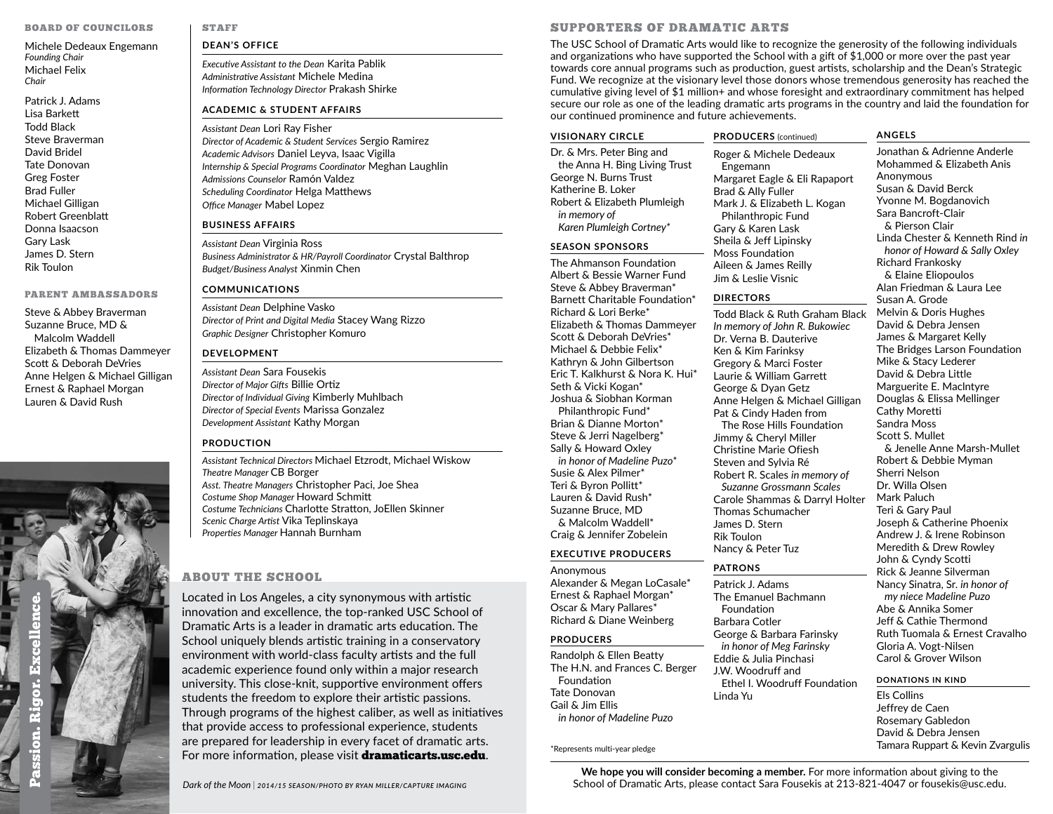## BOARD OF COUNCILORS

Michele Dedeaux Engemann
*Founding Chair*
Michael Felix
*Chair*

Patrick J. Adams
Lisa Barkett
Todd Black
Steve Braverman
David Bridel
Tate Donovan
Greg Foster
Brad Fuller
Michael Gilligan
Robert Greenblatt
Donna Isaacson
Gary Lask
James D. Stern
Rik Toulon

## PARENT AMBASSADORS

Steve & Abbey Braverman
Suzanne Bruce, MD & Malcolm Waddell
Elizabeth & Thomas Dammeyer
Scott & Deborah DeVries
Anne Helgen & Michael Gilligan
Ernest & Raphael Morgan
Lauren & David Rush

Passion. Rigor. Excellence.

## STAFF

### DEAN'S OFFICE

*Executive Assistant to the Dean* Karita Pablik
*Administrative Assistant* Michele Medina
*Information Technology Director* Prakash Shirke

### ACADEMIC & STUDENT AFFAIRS

*Assistant Dean* Lori Ray Fisher
*Director of Academic & Student Services* Sergio Ramirez
*Academic Advisors* Daniel Leyva, Isaac Vigilla
*Internship & Special Programs Coordinator* Meghan Laughlin
*Admissions Counselor* Ramón Valdez
*Scheduling Coordinator* Helga Matthews
*Office Manager* Mabel Lopez

### BUSINESS AFFAIRS

*Assistant Dean* Virginia Ross
*Business Administrator & HR/Payroll Coordinator* Crystal Balthrop
*Budget/Business Analyst* Xinmin Chen

### COMMUNICATIONS

*Assistant Dean* Delphine Vasko
*Director of Print and Digital Media* Stacey Wang Rizzo
*Graphic Designer* Christopher Komuro

### DEVELOPMENT

*Assistant Dean* Sara Fousekis
*Director of Major Gifts* Billie Ortiz
*Director of Individual Giving* Kimberly Muhlbach
*Director of Special Events* Marissa Gonzalez
*Development Assistant* Kathy Morgan

### PRODUCTION

*Assistant Technical Directors* Michael Etzrodt, Michael Wiskow
*Theatre Manager* CB Borger
*Asst. Theatre Managers* Christopher Paci, Joe Shea
*Costume Shop Manager* Howard Schmitt
*Costume Technicians* Charlotte Stratton, JoEllen Skinner
*Scenic Charge Artist* Vika Teplinskaya
*Properties Manager* Hannah Burnham

## ABOUT THE SCHOOL

Located in Los Angeles, a city synonymous with artistic innovation and excellence, the top-ranked USC School of Dramatic Arts is a leader in dramatic arts education. The School uniquely blends artistic training in a conservatory environment with world-class faculty artists and the full academic experience found only within a major research university. This close-knit, supportive environment offers students the freedom to explore their artistic passions. Through programs of the highest caliber, as well as initiatives that provide access to professional experience, students are prepared for leadership in every facet of dramatic arts. For more information, please visit **dramaticarts.usc.edu**.

*Dark of the Moon* | *2014/15 SEASON/PHOTO BY RYAN MILLER/CAPTURE IMAGING*

## SUPPORTERS OF DRAMATIC ARTS

The USC School of Dramatic Arts would like to recognize the generosity of the following individuals and organizations who have supported the School with a gift of $1,000 or more over the past year towards core annual programs such as production, guest artists, scholarship and the Dean's Strategic Fund. We recognize at the visionary level those donors whose tremendous generosity has reached the cumulative giving level of $1 million+ and whose foresight and extraordinary commitment has helped secure our role as one of the leading dramatic arts programs in the country and laid the foundation for our continued prominence and future achievements.

### VISIONARY CIRCLE

Dr. & Mrs. Peter Bing and the Anna H. Bing Living Trust
George N. Burns Trust
Katherine B. Loker
Robert & Elizabeth Plumleigh *in memory of Karen Plumleigh Cortney**

### SEASON SPONSORS

The Ahmanson Foundation
Albert & Bessie Warner Fund
Steve & Abbey Braverman*
Barnett Charitable Foundation*
Richard & Lori Berke*
Elizabeth & Thomas Dammeyer
Scott & Deborah DeVries*
Michael & Debbie Felix*
Kathryn & John Gilbertson
Eric T. Kalkhurst & Nora K. Hui*
Seth & Vicki Kogan*
Joshua & Siobhan Korman Philanthropic Fund*
Brian & Dianne Morton*
Steve & Jerri Nagelberg*
Sally & Howard Oxley *in honor of Madeline Puzo**
Susie & Alex Pilmer*
Teri & Byron Pollitt*
Lauren & David Rush*
Suzanne Bruce, MD & Malcolm Waddell*
Craig & Jennifer Zobelein

### EXECUTIVE PRODUCERS

Anonymous
Alexander & Megan LoCasale*
Ernest & Raphael Morgan*
Oscar & Mary Pallares*
Richard & Diane Weinberg

### PRODUCERS

Randolph & Ellen Beatty
The H.N. and Frances C. Berger Foundation
Tate Donovan
Gail & Jim Ellis *in honor of Madeline Puzo*
Roger & Michele Dedeaux Engemann
Margaret Eagle & Eli Rapaport
Brad & Ally Fuller
Mark J. & Elizabeth L. Kogan Philanthropic Fund
Gary & Karen Lask
Sheila & Jeff Lipinsky
Moss Foundation
Aileen & James Reilly
Jim & Leslie Visnic

### DIRECTORS

Todd Black & Ruth Graham Black *In memory of John R. Bukowiec*
Dr. Verna B. Dauterive
Ken & Kim Farinksy
Gregory & Marci Foster
Laurie & William Garrett
George & Dyan Getz
Anne Helgen & Michael Gilligan
Pat & Cindy Haden from The Rose Hills Foundation
Jimmy & Cheryl Miller
Christine Marie Ofiesh
Steven and Sylvia Ré
Robert R. Scales *in memory of Suzanne Grossmann Scales*
Carole Shammas & Darryl Holter
Thomas Schumacher
James D. Stern
Rik Toulon
Nancy & Peter Tuz

### PATRONS

Patrick J. Adams
The Emanuel Bachmann Foundation
Barbara Cotler
George & Barbara Farinsky *in honor of Meg Farinsky*
Eddie & Julia Pinchasi
J.W. Woodruff and Ethel I. Woodruff Foundation
Linda Yu

### ANGELS

Jonathan & Adrienne Anderle
Mohammed & Elizabeth Anis
Anonymous
Susan & David Berck
Yvonne M. Bogdanovich
Sara Bancroft-Clair & Pierson Clair
Linda Chester & Kenneth Rind *in honor of Howard & Sally Oxley*
Richard Frankosky & Elaine Eliopoulos
Alan Friedman & Laura Lee
Susan A. Grode
Melvin & Doris Hughes
David & Debra Jensen
James & Margaret Kelly
The Bridges Larson Foundation
Mike & Stacy Lederer
David & Debra Little
Marguerite E. MacIntyre
Douglas & Elissa Mellinger
Cathy Moretti
Sandra Moss
Scott S. Mullet & Jenelle Anne Marsh-Mullet
Robert & Debbie Myman
Sherri Nelson
Dr. Willa Olsen
Mark Paluch
Teri & Gary Paul
Joseph & Catherine Phoenix
Andrew J. & Irene Robinson
Meredith & Drew Rowley
John & Cyndy Scotti
Rick & Jeanne Silverman
Nancy Sinatra, Sr. *in honor of my niece Madeline Puzo*
Abe & Annika Somer
Jeff & Cathie Thermond
Ruth Tuomala & Ernest Cravalho
Gloria A. Vogt-Nilsen
Carol & Grover Wilson

### DONATIONS IN KIND

Els Collins
Jeffrey de Caen
Rosemary Gabledon
David & Debra Jensen
Tamara Ruppart & Kevin Zvargulis

*Represents multi-year pledge

**We hope you will consider becoming a member.** For more information about giving to the School of Dramatic Arts, please contact Sara Fousekis at 213-821-4047 or fousekis@usc.edu.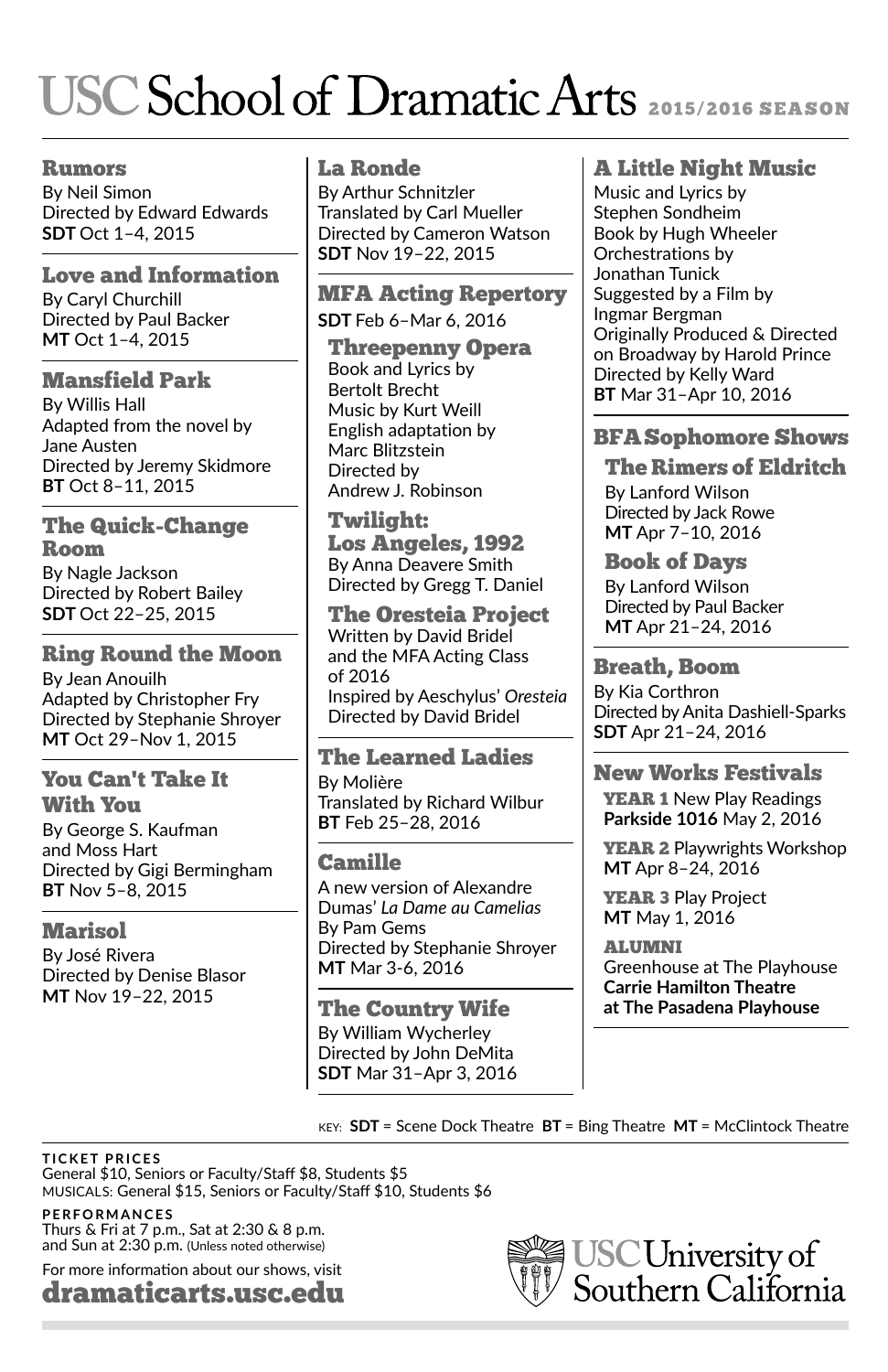# USC School of Dramatic Arts 2015/2016 SEASON

## Rumors

By Neil Simon
Directed by Edward Edwards
**SDT** Oct 1–4, 2015

## Love and Information

By Caryl Churchill
Directed by Paul Backer
**MT** Oct 1–4, 2015

## Mansfield Park

By Willis Hall
Adapted from the novel by Jane Austen
Directed by Jeremy Skidmore
**BT** Oct 8–11, 2015

## The Quick-Change Room

By Nagle Jackson
Directed by Robert Bailey
**SDT** Oct 22–25, 2015

## Ring Round the Moon

By Jean Anouilh
Adapted by Christopher Fry
Directed by Stephanie Shroyer
**MT** Oct 29–Nov 1, 2015

## You Can't Take It With You

By George S. Kaufman and Moss Hart
Directed by Gigi Bermingham
**BT** Nov 5–8, 2015

## Marisol

By José Rivera
Directed by Denise Blasor
**MT** Nov 19–22, 2015

## La Ronde

By Arthur Schnitzler
Translated by Carl Mueller
Directed by Cameron Watson
**SDT** Nov 19–22, 2015

## MFA Acting Repertory

**SDT** Feb 6–Mar 6, 2016

### Threepenny Opera

Book and Lyrics by Bertolt Brecht
Music by Kurt Weill
English adaptation by Marc Blitzstein
Directed by Andrew J. Robinson

### Twilight: Los Angeles, 1992

By Anna Deavere Smith
Directed by Gregg T. Daniel

### The Oresteia Project

Written by David Bridel and the MFA Acting Class of 2016
Inspired by Aeschylus' *Oresteia*
Directed by David Bridel

## The Learned Ladies

By Molière
Translated by Richard Wilbur
**BT** Feb 25–28, 2016

## Camille

A new version of Alexandre Dumas' *La Dame au Camelias*
By Pam Gems
Directed by Stephanie Shroyer
**MT** Mar 3-6, 2016

## The Country Wife

By William Wycherley
Directed by John DeMita
**SDT** Mar 31–Apr 3, 2016

## A Little Night Music

Music and Lyrics by Stephen Sondheim
Book by Hugh Wheeler
Orchestrations by Jonathan Tunick
Suggested by a Film by Ingmar Bergman
Originally Produced & Directed on Broadway by Harold Prince
Directed by Kelly Ward
**BT** Mar 31–Apr 10, 2016

## BFA Sophomore Shows

### The Rimers of Eldritch

By Lanford Wilson
Directed by Jack Rowe
**MT** Apr 7–10, 2016

### Book of Days

By Lanford Wilson
Directed by Paul Backer
**MT** Apr 21–24, 2016

## Breath, Boom

By Kia Corthron
Directed by Anita Dashiell-Sparks
**SDT** Apr 21–24, 2016

## New Works Festivals

**YEAR 1** New Play Readings
**Parkside 1016** May 2, 2016

**YEAR 2** Playwrights Workshop
**MT** Apr 8–24, 2016

**YEAR 3** Play Project
**MT** May 1, 2016

**ALUMNI**
Greenhouse at The Playhouse
**Carrie Hamilton Theatre at The Pasadena Playhouse**

KEY: **SDT** = Scene Dock Theatre **BT** = Bing Theatre **MT** = McClintock Theatre

**TICKET PRICES**
General $10, Seniors or Faculty/Staff $8, Students $5
MUSICALS: General $15, Seniors or Faculty/Staff $10, Students $6

**PERFORMANCES**
Thurs & Fri at 7 p.m., Sat at 2:30 & 8 p.m. and Sun at 2:30 p.m. (Unless noted otherwise)

For more information about our shows, visit
**dramaticarts.usc.edu**

USC University of Southern California